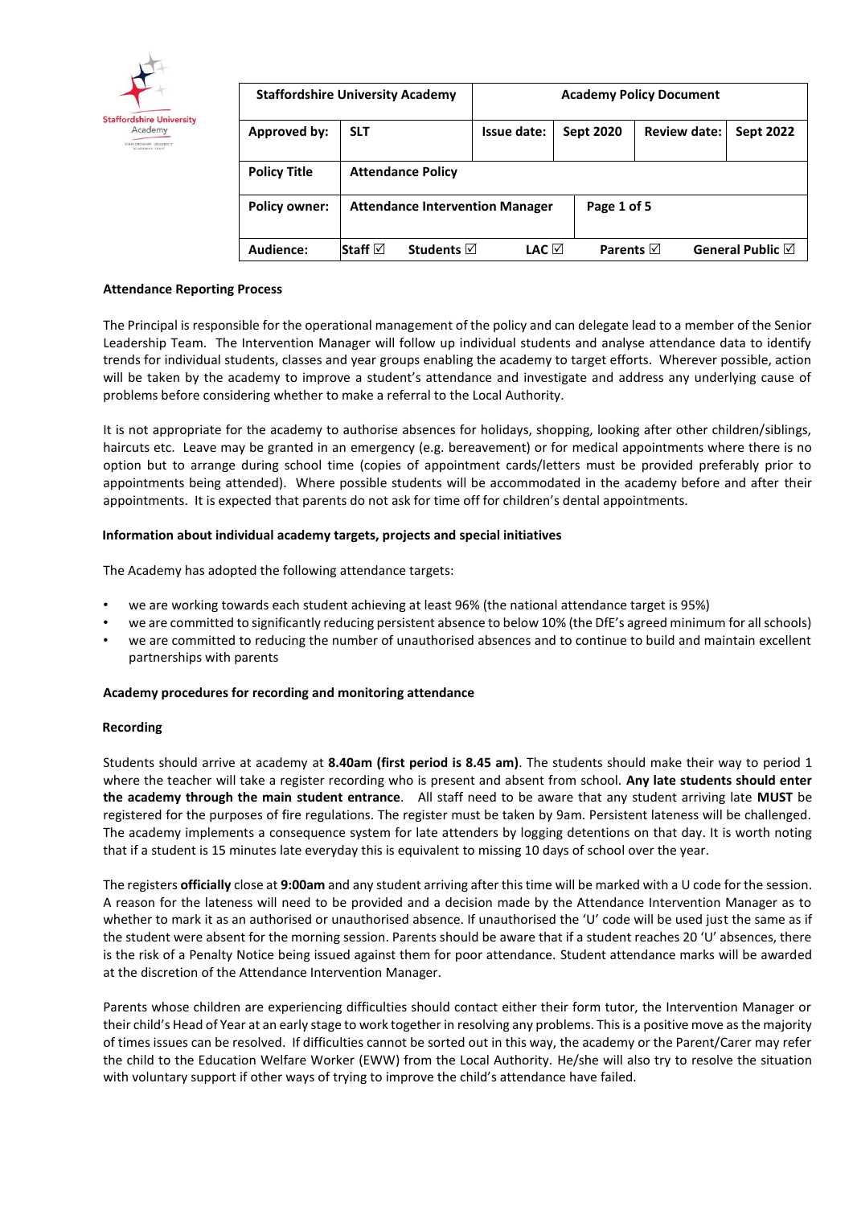| Staffordshire University Academy | | Academy Policy Document | | | |
|---|---|---|---|---|---|
| Approved by: | SLT | Issue date: | Sept 2020 | Review date: | Sept 2022 |
| Policy Title | Attendance Policy | | | | |
| Policy owner: | Attendance Intervention Manager | | Page 1 of 5 | | |
| Audience: | Staff ☑ Students ☑ | LAC ☑ | Parents ☑ | General Public ☑ | |

**Attendance Reporting Process**

The Principal is responsible for the operational management of the policy and can delegate lead to a member of the Senior Leadership Team. The Intervention Manager will follow up individual students and analyse attendance data to identify trends for individual students, classes and year groups enabling the academy to target efforts. Wherever possible, action will be taken by the academy to improve a student's attendance and investigate and address any underlying cause of problems before considering whether to make a referral to the Local Authority.

It is not appropriate for the academy to authorise absences for holidays, shopping, looking after other children/siblings, haircuts etc. Leave may be granted in an emergency (e.g. bereavement) or for medical appointments where there is no option but to arrange during school time (copies of appointment cards/letters must be provided preferably prior to appointments being attended). Where possible students will be accommodated in the academy before and after their appointments. It is expected that parents do not ask for time off for children's dental appointments.

**Information about individual academy targets, projects and special initiatives**

The Academy has adopted the following attendance targets:

- we are working towards each student achieving at least 96% (the national attendance target is 95%)
- we are committed to significantly reducing persistent absence to below 10% (the DfE's agreed minimum for all schools)
- we are committed to reducing the number of unauthorised absences and to continue to build and maintain excellent partnerships with parents

**Academy procedures for recording and monitoring attendance**

**Recording**

Students should arrive at academy at **8.40am (first period is 8.45 am)**. The students should make their way to period 1 where the teacher will take a register recording who is present and absent from school. **Any late students should enter the academy through the main student entrance**. All staff need to be aware that any student arriving late **MUST** be registered for the purposes of fire regulations. The register must be taken by 9am. Persistent lateness will be challenged. The academy implements a consequence system for late attenders by logging detentions on that day. It is worth noting that if a student is 15 minutes late everyday this is equivalent to missing 10 days of school over the year.

The registers **officially** close at **9:00am** and any student arriving after this time will be marked with a U code for the session. A reason for the lateness will need to be provided and a decision made by the Attendance Intervention Manager as to whether to mark it as an authorised or unauthorised absence. If unauthorised the 'U' code will be used just the same as if the student were absent for the morning session. Parents should be aware that if a student reaches 20 'U' absences, there is the risk of a Penalty Notice being issued against them for poor attendance. Student attendance marks will be awarded at the discretion of the Attendance Intervention Manager.

Parents whose children are experiencing difficulties should contact either their form tutor, the Intervention Manager or their child's Head of Year at an early stage to work together in resolving any problems. This is a positive move as the majority of times issues can be resolved. If difficulties cannot be sorted out in this way, the academy or the Parent/Carer may refer the child to the Education Welfare Worker (EWW) from the Local Authority. He/she will also try to resolve the situation with voluntary support if other ways of trying to improve the child's attendance have failed.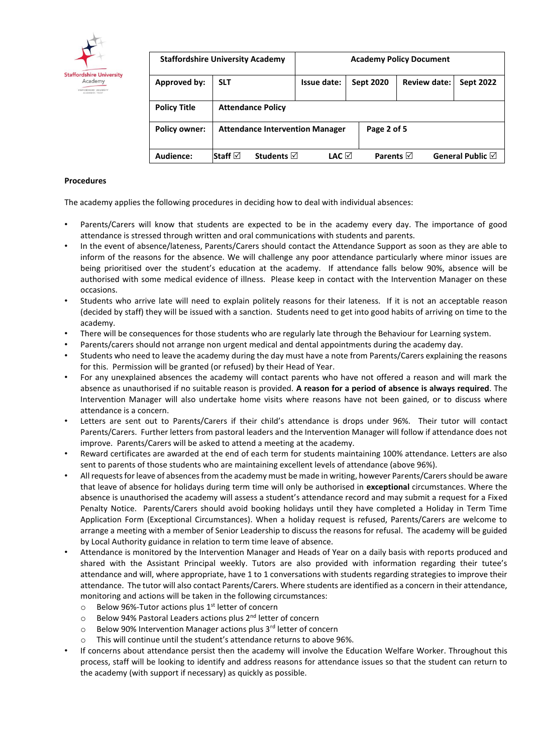| Staffordshire University Academy | | Academy Policy Document | | | |
|---|---|---|---|---|---|
| Approved by: | SLT | Issue date: | Sept 2020 | Review date: | Sept 2022 |
| Policy Title | Attendance Policy | | | | |
| Policy owner: | Attendance Intervention Manager | | | | |
| Audience: | Staff ☑ | Students ☑ | LAC ☑ | Parents ☑ | General Public ☑ |

**Procedures**

The academy applies the following procedures in deciding how to deal with individual absences:

- Parents/Carers will know that students are expected to be in the academy every day. The importance of good attendance is stressed through written and oral communications with students and parents.
- In the event of absence/lateness, Parents/Carers should contact the Attendance Support as soon as they are able to inform of the reasons for the absence. We will challenge any poor attendance particularly where minor issues are being prioritised over the student's education at the academy. If attendance falls below 90%, absence will be authorised with some medical evidence of illness. Please keep in contact with the Intervention Manager on these occasions.
- Students who arrive late will need to explain politely reasons for their lateness. If it is not an acceptable reason (decided by staff) they will be issued with a sanction. Students need to get into good habits of arriving on time to the academy.
- There will be consequences for those students who are regularly late through the Behaviour for Learning system.
- Parents/carers should not arrange non urgent medical and dental appointments during the academy day.
- Students who need to leave the academy during the day must have a note from Parents/Carers explaining the reasons for this. Permission will be granted (or refused) by their Head of Year.
- For any unexplained absences the academy will contact parents who have not offered a reason and will mark the absence as unauthorised if no suitable reason is provided. **A reason for a period of absence is always required**. The Intervention Manager will also undertake home visits where reasons have not been gained, or to discuss where attendance is a concern.
- Letters are sent out to Parents/Carers if their child's attendance is drops under 96%. Their tutor will contact Parents/Carers. Further letters from pastoral leaders and the Intervention Manager will follow if attendance does not improve. Parents/Carers will be asked to attend a meeting at the academy.
- Reward certificates are awarded at the end of each term for students maintaining 100% attendance. Letters are also sent to parents of those students who are maintaining excellent levels of attendance (above 96%).
- All requests for leave of absences from the academy must be made in writing, however Parents/Carers should be aware that leave of absence for holidays during term time will only be authorised in **exceptional** circumstances. Where the absence is unauthorised the academy will assess a student's attendance record and may submit a request for a Fixed Penalty Notice. Parents/Carers should avoid booking holidays until they have completed a Holiday in Term Time Application Form (Exceptional Circumstances). When a holiday request is refused, Parents/Carers are welcome to arrange a meeting with a member of Senior Leadership to discuss the reasons for refusal. The academy will be guided by Local Authority guidance in relation to term time leave of absence.
- Attendance is monitored by the Intervention Manager and Heads of Year on a daily basis with reports produced and shared with the Assistant Principal weekly. Tutors are also provided with information regarding their tutee's attendance and will, where appropriate, have 1 to 1 conversations with students regarding strategies to improve their attendance. The tutor will also contact Parents/Carers. Where students are identified as a concern in their attendance, monitoring and actions will be taken in the following circumstances:
  - Below 96%-Tutor actions plus 1st letter of concern
  - Below 94% Pastoral Leaders actions plus 2nd letter of concern
  - Below 90% Intervention Manager actions plus 3rd letter of concern
  - This will continue until the student's attendance returns to above 96%.
- If concerns about attendance persist then the academy will involve the Education Welfare Worker. Throughout this process, staff will be looking to identify and address reasons for attendance issues so that the student can return to the academy (with support if necessary) as quickly as possible.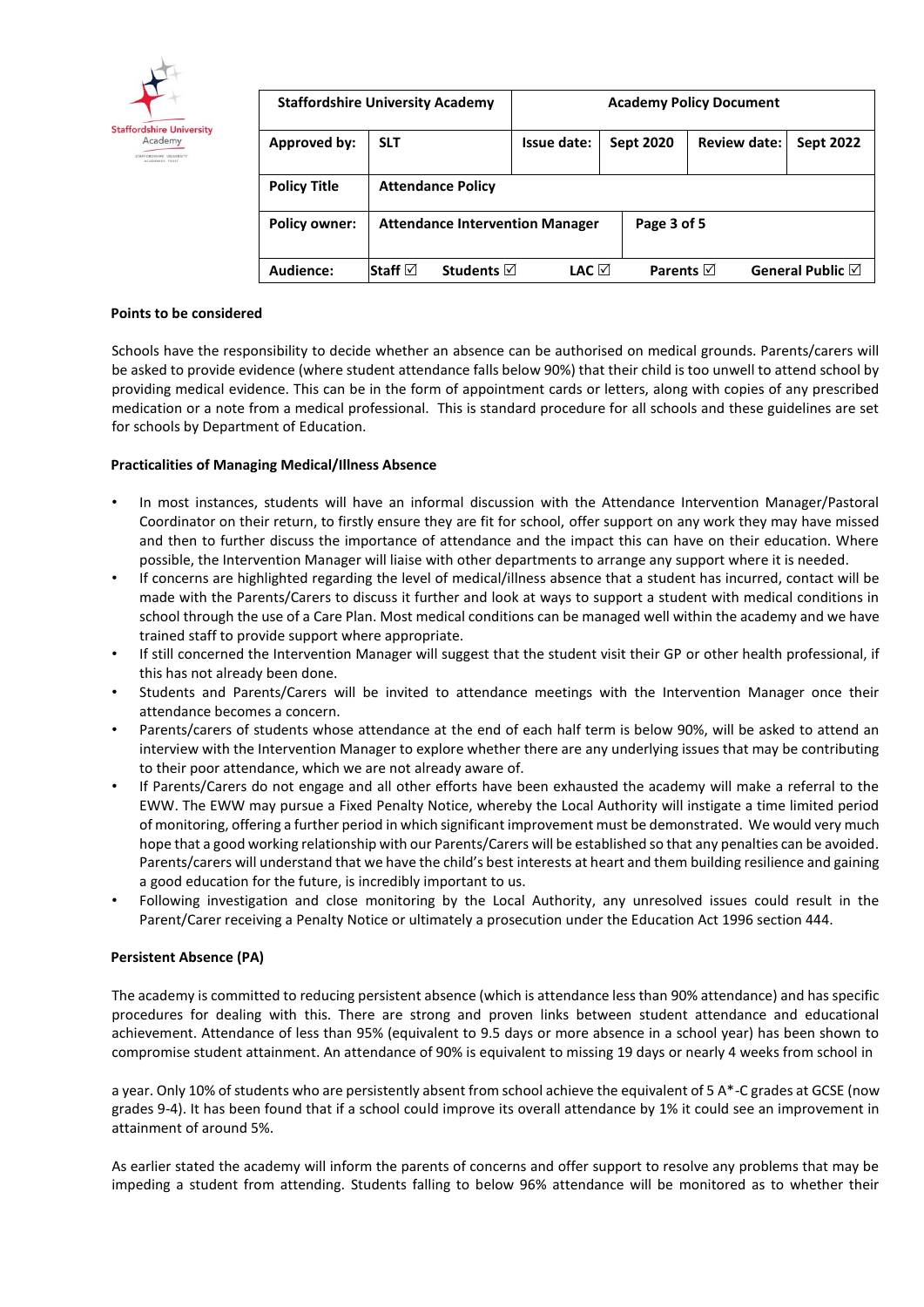| Staffordshire University Academy | | Academy Policy Document | | | |
|---|---|---|---|---|---|
| Approved by: | SLT | Issue date: | Sept 2020 | Review date: | Sept 2022 |
| Policy Title | Attendance Policy | | | | |
| Policy owner: | Attendance Intervention Manager | | | | |
| Audience: | Staff ☑ Students ☑ LAC ☑ Parents ☑ General Public ☑ | | | | |

**Points to be considered**

Schools have the responsibility to decide whether an absence can be authorised on medical grounds. Parents/carers will be asked to provide evidence (where student attendance falls below 90%) that their child is too unwell to attend school by providing medical evidence. This can be in the form of appointment cards or letters, along with copies of any prescribed medication or a note from a medical professional. This is standard procedure for all schools and these guidelines are set for schools by Department of Education.

**Practicalities of Managing Medical/Illness Absence**

- In most instances, students will have an informal discussion with the Attendance Intervention Manager/Pastoral Coordinator on their return, to firstly ensure they are fit for school, offer support on any work they may have missed and then to further discuss the importance of attendance and the impact this can have on their education. Where possible, the Intervention Manager will liaise with other departments to arrange any support where it is needed.
- If concerns are highlighted regarding the level of medical/illness absence that a student has incurred, contact will be made with the Parents/Carers to discuss it further and look at ways to support a student with medical conditions in school through the use of a Care Plan. Most medical conditions can be managed well within the academy and we have trained staff to provide support where appropriate.
- If still concerned the Intervention Manager will suggest that the student visit their GP or other health professional, if this has not already been done.
- Students and Parents/Carers will be invited to attendance meetings with the Intervention Manager once their attendance becomes a concern.
- Parents/carers of students whose attendance at the end of each half term is below 90%, will be asked to attend an interview with the Intervention Manager to explore whether there are any underlying issues that may be contributing to their poor attendance, which we are not already aware of.
- If Parents/Carers do not engage and all other efforts have been exhausted the academy will make a referral to the EWW. The EWW may pursue a Fixed Penalty Notice, whereby the Local Authority will instigate a time limited period of monitoring, offering a further period in which significant improvement must be demonstrated. We would very much hope that a good working relationship with our Parents/Carers will be established so that any penalties can be avoided. Parents/carers will understand that we have the child's best interests at heart and them building resilience and gaining a good education for the future, is incredibly important to us.
- Following investigation and close monitoring by the Local Authority, any unresolved issues could result in the Parent/Carer receiving a Penalty Notice or ultimately a prosecution under the Education Act 1996 section 444.

**Persistent Absence (PA)**

The academy is committed to reducing persistent absence (which is attendance less than 90% attendance) and has specific procedures for dealing with this. There are strong and proven links between student attendance and educational achievement. Attendance of less than 95% (equivalent to 9.5 days or more absence in a school year) has been shown to compromise student attainment. An attendance of 90% is equivalent to missing 19 days or nearly 4 weeks from school in a year. Only 10% of students who are persistently absent from school achieve the equivalent of 5 A*-C grades at GCSE (now grades 9-4). It has been found that if a school could improve its overall attendance by 1% it could see an improvement in attainment of around 5%.

As earlier stated the academy will inform the parents of concerns and offer support to resolve any problems that may be impeding a student from attending. Students falling to below 96% attendance will be monitored as to whether their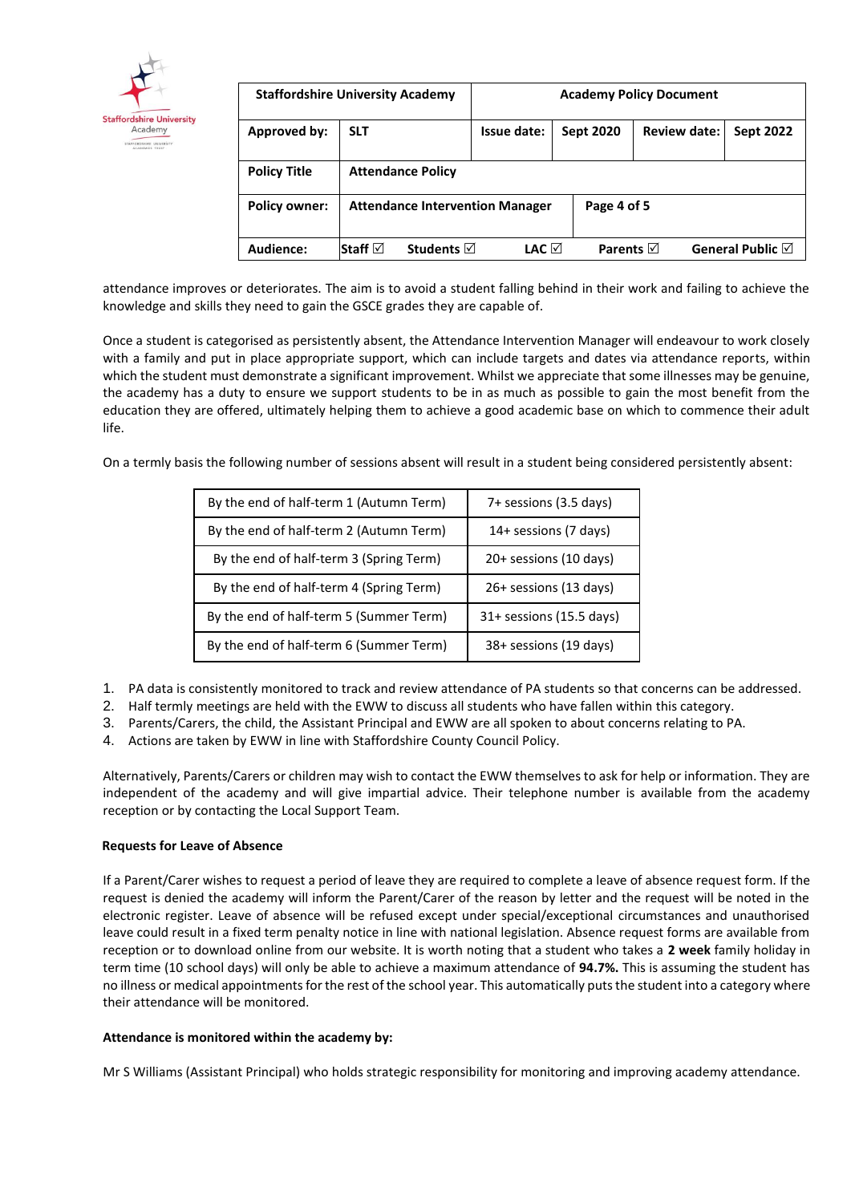attendance improves or deteriorates. The aim is to avoid a student falling behind in their work and failing to achieve the knowledge and skills they need to gain the GSCE grades they are capable of.

Once a student is categorised as persistently absent, the Attendance Intervention Manager will endeavour to work closely with a family and put in place appropriate support, which can include targets and dates via attendance reports, within which the student must demonstrate a significant improvement. Whilst we appreciate that some illnesses may be genuine, the academy has a duty to ensure we support students to be in as much as possible to gain the most benefit from the education they are offered, ultimately helping them to achieve a good academic base on which to commence their adult life.

On a termly basis the following number of sessions absent will result in a student being considered persistently absent:

| | |
|---|---|
| By the end of half-term 1 (Autumn Term) | 7+ sessions (3.5 days) |
| By the end of half-term 2 (Autumn Term) | 14+ sessions (7 days) |
| By the end of half-term 3 (Spring Term) | 20+ sessions (10 days) |
| By the end of half-term 4 (Spring Term) | 26+ sessions (13 days) |
| By the end of half-term 5 (Summer Term) | 31+ sessions (15.5 days) |
| By the end of half-term 6 (Summer Term) | 38+ sessions (19 days) |

1. PA data is consistently monitored to track and review attendance of PA students so that concerns can be addressed.
2. Half termly meetings are held with the EWW to discuss all students who have fallen within this category.
3. Parents/Carers, the child, the Assistant Principal and EWW are all spoken to about concerns relating to PA.
4. Actions are taken by EWW in line with Staffordshire County Council Policy.

Alternatively, Parents/Carers or children may wish to contact the EWW themselves to ask for help or information. They are independent of the academy and will give impartial advice. Their telephone number is available from the academy reception or by contacting the Local Support Team.

**Requests for Leave of Absence**

If a Parent/Carer wishes to request a period of leave they are required to complete a leave of absence request form. If the request is denied the academy will inform the Parent/Carer of the reason by letter and the request will be noted in the electronic register. Leave of absence will be refused except under special/exceptional circumstances and unauthorised leave could result in a fixed term penalty notice in line with national legislation. Absence request forms are available from reception or to download online from our website. It is worth noting that a student who takes a **2 week** family holiday in term time (10 school days) will only be able to achieve a maximum attendance of **94.7%.** This is assuming the student has no illness or medical appointments for the rest of the school year. This automatically puts the student into a category where their attendance will be monitored.

**Attendance is monitored within the academy by:**

Mr S Williams (Assistant Principal) who holds strategic responsibility for monitoring and improving academy attendance.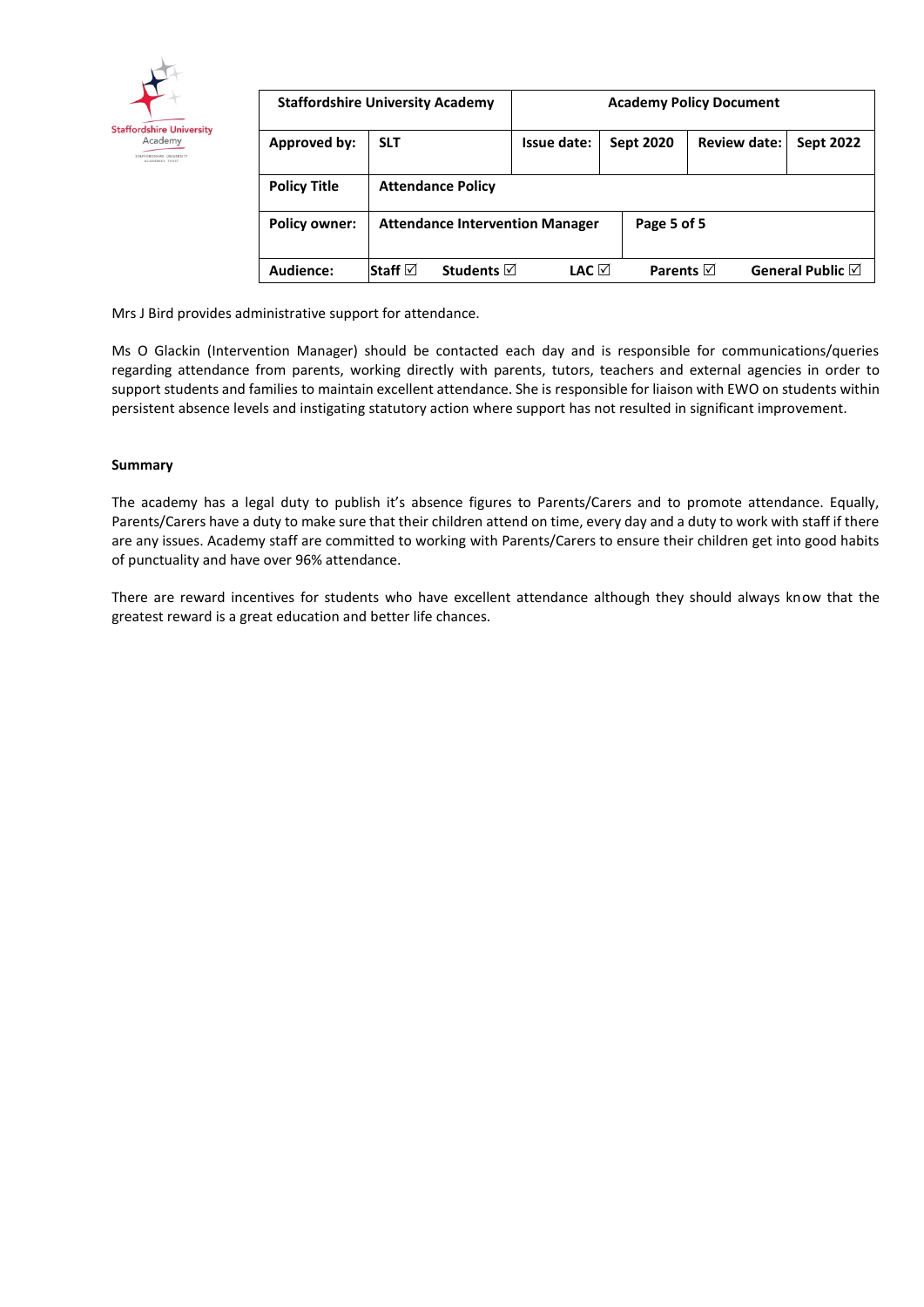Mrs J Bird provides administrative support for attendance.

Ms O Glackin (Intervention Manager) should be contacted each day and is responsible for communications/queries regarding attendance from parents, working directly with parents, tutors, teachers and external agencies in order to support students and families to maintain excellent attendance. She is responsible for liaison with EWO on students within persistent absence levels and instigating statutory action where support has not resulted in significant improvement.

**Summary**

The academy has a legal duty to publish it's absence figures to Parents/Carers and to promote attendance. Equally, Parents/Carers have a duty to make sure that their children attend on time, every day and a duty to work with staff if there are any issues. Academy staff are committed to working with Parents/Carers to ensure their children get into good habits of punctuality and have over 96% attendance.

There are reward incentives for students who have excellent attendance although they should always know that the greatest reward is a great education and better life chances.